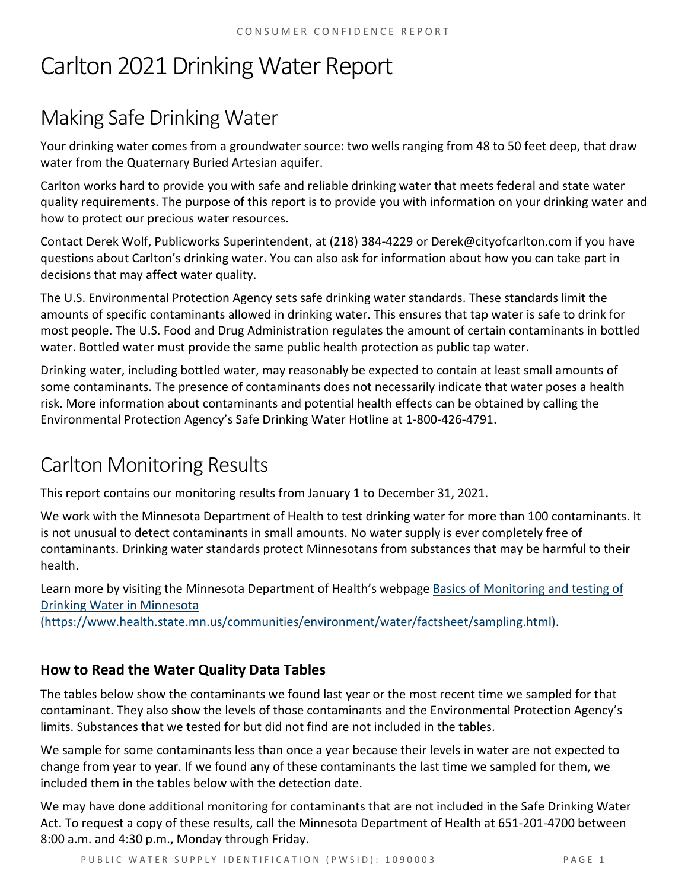# Carlton 2021 Drinking Water Report

## Making Safe Drinking Water

Your drinking water comes from a groundwater source: two wells ranging from 48 to 50 feet deep, that draw water from the Quaternary Buried Artesian aquifer.

Carlton works hard to provide you with safe and reliable drinking water that meets federal and state water quality requirements. The purpose of this report is to provide you with information on your drinking water and how to protect our precious water resources.

Contact Derek Wolf, Publicworks Superintendent, at (218) 384-4229 or Derek@cityofcarlton.com if you have questions about Carlton's drinking water. You can also ask for information about how you can take part in decisions that may affect water quality.

The U.S. Environmental Protection Agency sets safe drinking water standards. These standards limit the amounts of specific contaminants allowed in drinking water. This ensures that tap water is safe to drink for most people. The U.S. Food and Drug Administration regulates the amount of certain contaminants in bottled water. Bottled water must provide the same public health protection as public tap water.

Drinking water, including bottled water, may reasonably be expected to contain at least small amounts of some contaminants. The presence of contaminants does not necessarily indicate that water poses a health risk. More information about contaminants and potential health effects can be obtained by calling the Environmental Protection Agency's Safe Drinking Water Hotline at 1-800-426-4791.

## Carlton Monitoring Results

This report contains our monitoring results from January 1 to December 31, 2021.

We work with the Minnesota Department of Health to test drinking water for more than 100 contaminants. It is not unusual to detect contaminants in small amounts. No water supply is ever completely free of contaminants. Drinking water standards protect Minnesotans from substances that may be harmful to their health.

Learn more by visiting the Minnesota Department of Health's webpage [Basics of Monitoring and testing of Drinking Water in Minnesota (https://www.health.state.mn.us/communities/environment/water/factsheet/sampling.html)](https://www.health.state.mn.us/communities/environment/water/factsheet/sampling.html).

### How to Read the Water Quality Data Tables

The tables below show the contaminants we found last year or the most recent time we sampled for that contaminant. They also show the levels of those contaminants and the Environmental Protection Agency's limits. Substances that we tested for but did not find are not included in the tables.

We sample for some contaminants less than once a year because their levels in water are not expected to change from year to year. If we found any of these contaminants the last time we sampled for them, we included them in the tables below with the detection date.

We may have done additional monitoring for contaminants that are not included in the Safe Drinking Water Act. To request a copy of these results, call the Minnesota Department of Health at 651-201-4700 between 8:00 a.m. and 4:30 p.m., Monday through Friday.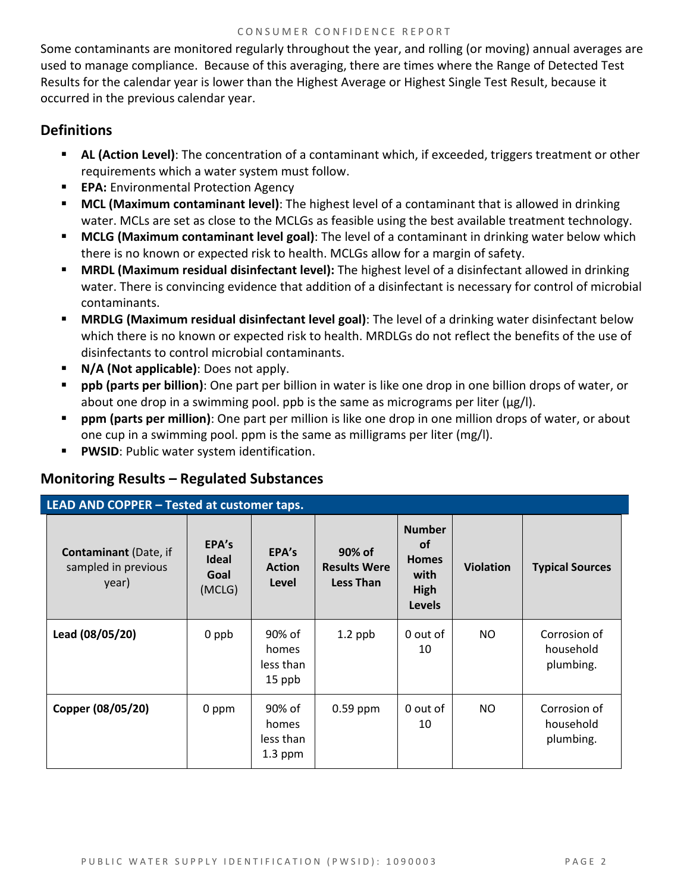Some contaminants are monitored regularly throughout the year, and rolling (or moving) annual averages are used to manage compliance. Because of this averaging, there are times where the Range of Detected Test Results for the calendar year is lower than the Highest Average or Highest Single Test Result, because it occurred in the previous calendar year.

## Definitions

- **AL (Action Level)**: The concentration of a contaminant which, if exceeded, triggers treatment or other requirements which a water system must follow.
- **EPA:** Environmental Protection Agency
- **MCL (Maximum contaminant level)**: The highest level of a contaminant that is allowed in drinking water. MCLs are set as close to the MCLGs as feasible using the best available treatment technology.
- **MCLG (Maximum contaminant level goal)**: The level of a contaminant in drinking water below which there is no known or expected risk to health. MCLGs allow for a margin of safety.
- **MRDL (Maximum residual disinfectant level):** The highest level of a disinfectant allowed in drinking water. There is convincing evidence that addition of a disinfectant is necessary for control of microbial contaminants.
- **MRDLG (Maximum residual disinfectant level goal)**: The level of a drinking water disinfectant below which there is no known or expected risk to health. MRDLGs do not reflect the benefits of the use of disinfectants to control microbial contaminants.
- **N/A (Not applicable)**: Does not apply.
- **ppb (parts per billion)**: One part per billion in water is like one drop in one billion drops of water, or about one drop in a swimming pool. ppb is the same as micrograms per liter (μg/l).
- **ppm (parts per million)**: One part per million is like one drop in one million drops of water, or about one cup in a swimming pool. ppm is the same as milligrams per liter (mg/l).
- **PWSID**: Public water system identification.

## Monitoring Results – Regulated Substances

**LEAD AND COPPER – Tested at customer taps.**

| **Contaminant** (Date, if sampled in previous year) | **EPA's Ideal Goal** (MCLG) | **EPA's Action Level** | **90% of Results Were Less Than** | **Number of Homes with High Levels** | **Violation** | **Typical Sources** |
|---|---|---|---|---|---|---|
| **Lead (08/05/20)** | 0 ppb | 90% of homes less than 15 ppb | 1.2 ppb | 0 out of 10 | NO | Corrosion of household plumbing. |
| **Copper (08/05/20)** | 0 ppm | 90% of homes less than 1.3 ppm | 0.59 ppm | 0 out of 10 | NO | Corrosion of household plumbing. |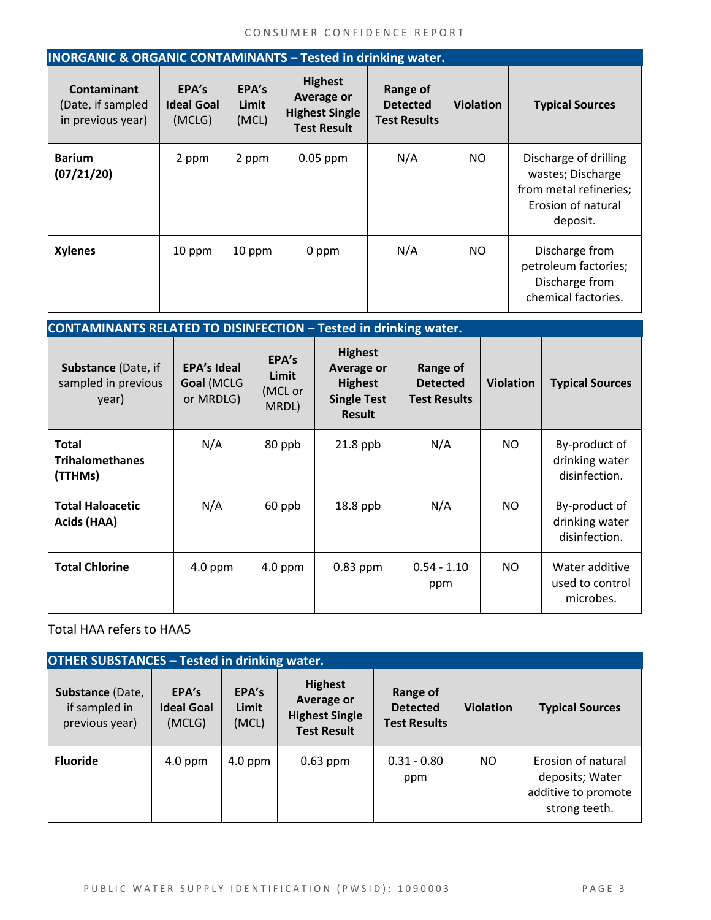## INORGANIC & ORGANIC CONTAMINANTS – Tested in drinking water.

| **Contaminant** (Date, if sampled in previous year) | **EPA's Ideal Goal** (MCLG) | **EPA's Limit** (MCL) | **Highest Average or Highest Single Test Result** | **Range of Detected Test Results** | **Violation** | **Typical Sources** |
|---|---|---|---|---|---|---|
| **Barium (07/21/20)** | 2 ppm | 2 ppm | 0.05 ppm | N/A | NO | Discharge of drilling wastes; Discharge from metal refineries; Erosion of natural deposit. |
| **Xylenes** | 10 ppm | 10 ppm | 0 ppm | N/A | NO | Discharge from petroleum factories; Discharge from chemical factories. |

## CONTAMINANTS RELATED TO DISINFECTION – Tested in drinking water.

| **Substance** (Date, if sampled in previous year) | **EPA's Ideal Goal** (MCLG or MRDLG) | **EPA's Limit** (MCL or MRDL) | **Highest Average or Highest Single Test Result** | **Range of Detected Test Results** | **Violation** | **Typical Sources** |
|---|---|---|---|---|---|---|
| **Total Trihalomethanes (TTHMs)** | N/A | 80 ppb | 21.8 ppb | N/A | NO | By-product of drinking water disinfection. |
| **Total Haloacetic Acids (HAA)** | N/A | 60 ppb | 18.8 ppb | N/A | NO | By-product of drinking water disinfection. |
| **Total Chlorine** | 4.0 ppm | 4.0 ppm | 0.83 ppm | 0.54 - 1.10 ppm | NO | Water additive used to control microbes. |

Total HAA refers to HAA5

## OTHER SUBSTANCES – Tested in drinking water.

| **Substance** (Date, if sampled in previous year) | **EPA's Ideal Goal** (MCLG) | **EPA's Limit** (MCL) | **Highest Average or Highest Single Test Result** | **Range of Detected Test Results** | **Violation** | **Typical Sources** |
|---|---|---|---|---|---|---|
| **Fluoride** | 4.0 ppm | 4.0 ppm | 0.63 ppm | 0.31 - 0.80 ppm | NO | Erosion of natural deposits; Water additive to promote strong teeth. |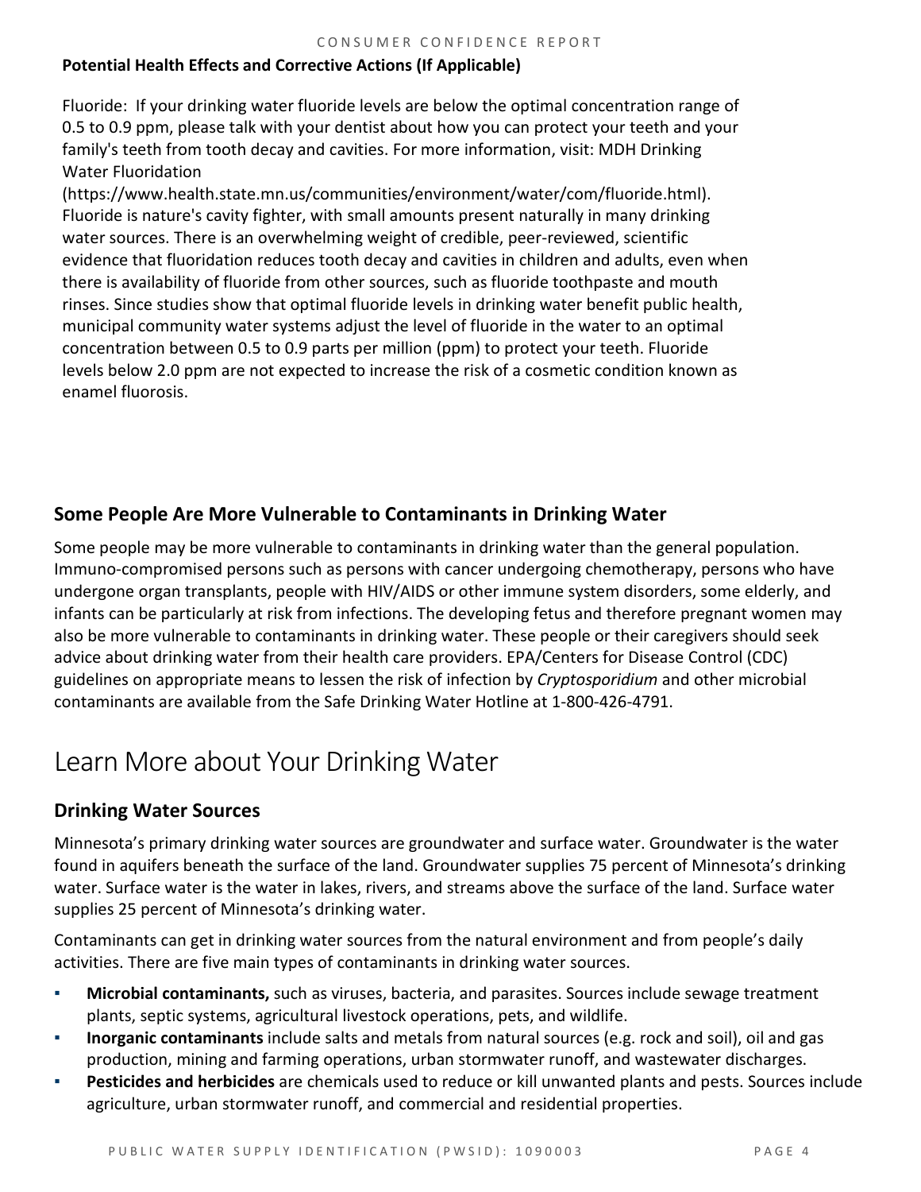**Potential Health Effects and Corrective Actions (If Applicable)**

Fluoride: If your drinking water fluoride levels are below the optimal concentration range of 0.5 to 0.9 ppm, please talk with your dentist about how you can protect your teeth and your family's teeth from tooth decay and cavities. For more information, visit: MDH Drinking Water Fluoridation (https://www.health.state.mn.us/communities/environment/water/com/fluoride.html). Fluoride is nature's cavity fighter, with small amounts present naturally in many drinking water sources. There is an overwhelming weight of credible, peer-reviewed, scientific evidence that fluoridation reduces tooth decay and cavities in children and adults, even when there is availability of fluoride from other sources, such as fluoride toothpaste and mouth rinses. Since studies show that optimal fluoride levels in drinking water benefit public health, municipal community water systems adjust the level of fluoride in the water to an optimal concentration between 0.5 to 0.9 parts per million (ppm) to protect your teeth. Fluoride levels below 2.0 ppm are not expected to increase the risk of a cosmetic condition known as enamel fluorosis.

## Some People Are More Vulnerable to Contaminants in Drinking Water

Some people may be more vulnerable to contaminants in drinking water than the general population. Immuno-compromised persons such as persons with cancer undergoing chemotherapy, persons who have undergone organ transplants, people with HIV/AIDS or other immune system disorders, some elderly, and infants can be particularly at risk from infections. The developing fetus and therefore pregnant women may also be more vulnerable to contaminants in drinking water. These people or their caregivers should seek advice about drinking water from their health care providers. EPA/Centers for Disease Control (CDC) guidelines on appropriate means to lessen the risk of infection by *Cryptosporidium* and other microbial contaminants are available from the Safe Drinking Water Hotline at 1-800-426-4791.

# Learn More about Your Drinking Water

## Drinking Water Sources

Minnesota's primary drinking water sources are groundwater and surface water. Groundwater is the water found in aquifers beneath the surface of the land. Groundwater supplies 75 percent of Minnesota's drinking water. Surface water is the water in lakes, rivers, and streams above the surface of the land. Surface water supplies 25 percent of Minnesota's drinking water.

Contaminants can get in drinking water sources from the natural environment and from people's daily activities. There are five main types of contaminants in drinking water sources.

- **Microbial contaminants,** such as viruses, bacteria, and parasites. Sources include sewage treatment plants, septic systems, agricultural livestock operations, pets, and wildlife.
- **Inorganic contaminants** include salts and metals from natural sources (e.g. rock and soil), oil and gas production, mining and farming operations, urban stormwater runoff, and wastewater discharges.
- **Pesticides and herbicides** are chemicals used to reduce or kill unwanted plants and pests. Sources include agriculture, urban stormwater runoff, and commercial and residential properties.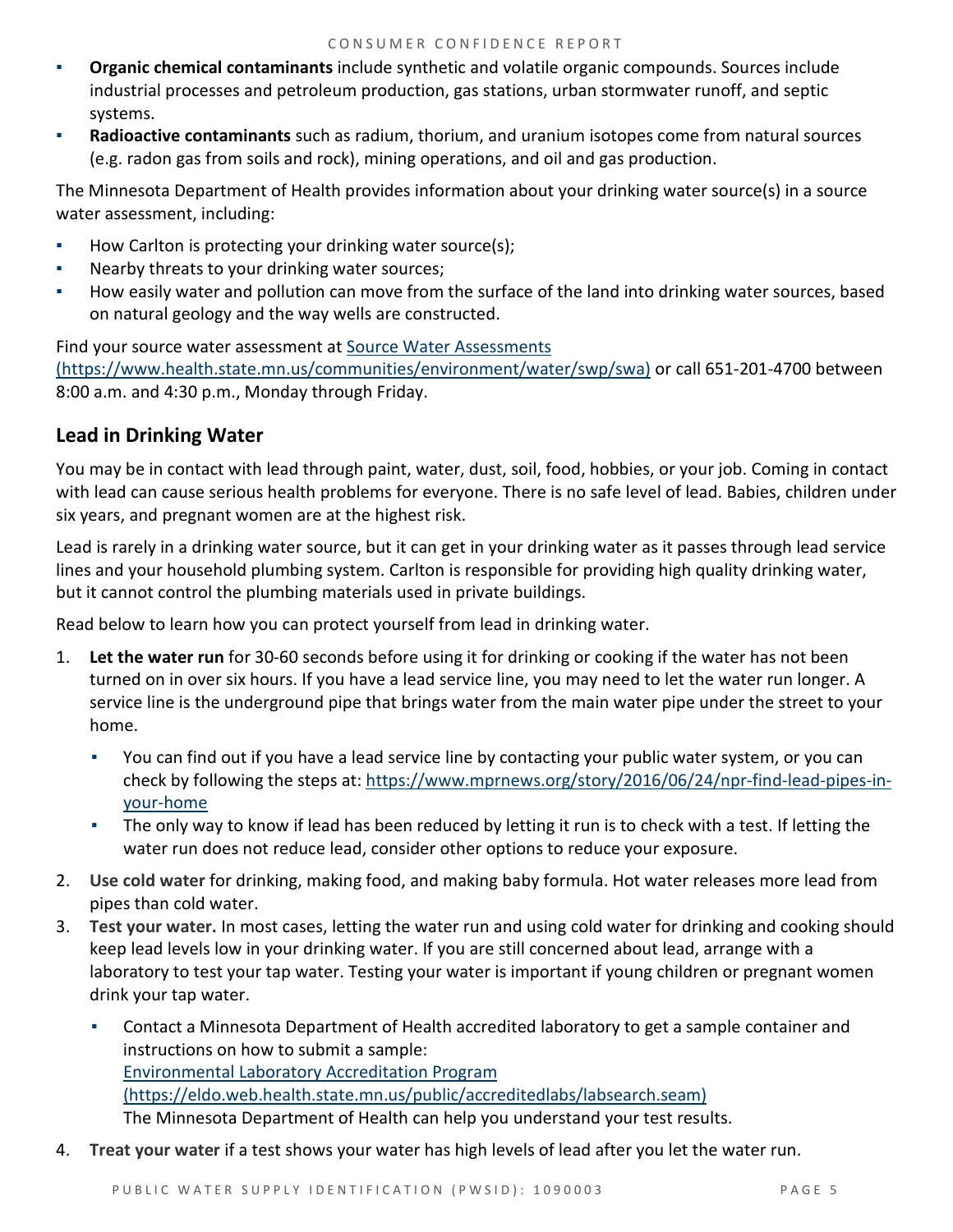- **Organic chemical contaminants** include synthetic and volatile organic compounds. Sources include industrial processes and petroleum production, gas stations, urban stormwater runoff, and septic systems.
- **Radioactive contaminants** such as radium, thorium, and uranium isotopes come from natural sources (e.g. radon gas from soils and rock), mining operations, and oil and gas production.

The Minnesota Department of Health provides information about your drinking water source(s) in a source water assessment, including:

- How Carlton is protecting your drinking water source(s);
- Nearby threats to your drinking water sources;
- How easily water and pollution can move from the surface of the land into drinking water sources, based on natural geology and the way wells are constructed.

Find your source water assessment at [Source Water Assessments (https://www.health.state.mn.us/communities/environment/water/swp/swa)](https://www.health.state.mn.us/communities/environment/water/swp/swa) or call 651-201-4700 between 8:00 a.m. and 4:30 p.m., Monday through Friday.

## Lead in Drinking Water

You may be in contact with lead through paint, water, dust, soil, food, hobbies, or your job. Coming in contact with lead can cause serious health problems for everyone. There is no safe level of lead. Babies, children under six years, and pregnant women are at the highest risk.

Lead is rarely in a drinking water source, but it can get in your drinking water as it passes through lead service lines and your household plumbing system. Carlton is responsible for providing high quality drinking water, but it cannot control the plumbing materials used in private buildings.

Read below to learn how you can protect yourself from lead in drinking water.

1. **Let the water run** for 30-60 seconds before using it for drinking or cooking if the water has not been turned on in over six hours. If you have a lead service line, you may need to let the water run longer. A service line is the underground pipe that brings water from the main water pipe under the street to your home.
   - You can find out if you have a lead service line by contacting your public water system, or you can check by following the steps at: https://www.mprnews.org/story/2016/06/24/npr-find-lead-pipes-in-your-home
   - The only way to know if lead has been reduced by letting it run is to check with a test. If letting the water run does not reduce lead, consider other options to reduce your exposure.
2. **Use cold water** for drinking, making food, and making baby formula. Hot water releases more lead from pipes than cold water.
3. **Test your water.** In most cases, letting the water run and using cold water for drinking and cooking should keep lead levels low in your drinking water. If you are still concerned about lead, arrange with a laboratory to test your tap water. Testing your water is important if young children or pregnant women drink your tap water.
   - Contact a Minnesota Department of Health accredited laboratory to get a sample container and instructions on how to submit a sample:  
     [Environmental Laboratory Accreditation Program (https://eldo.web.health.state.mn.us/public/accreditedlabs/labsearch.seam)](https://eldo.web.health.state.mn.us/public/accreditedlabs/labsearch.seam)  
     The Minnesota Department of Health can help you understand your test results.
4. **Treat your water** if a test shows your water has high levels of lead after you let the water run.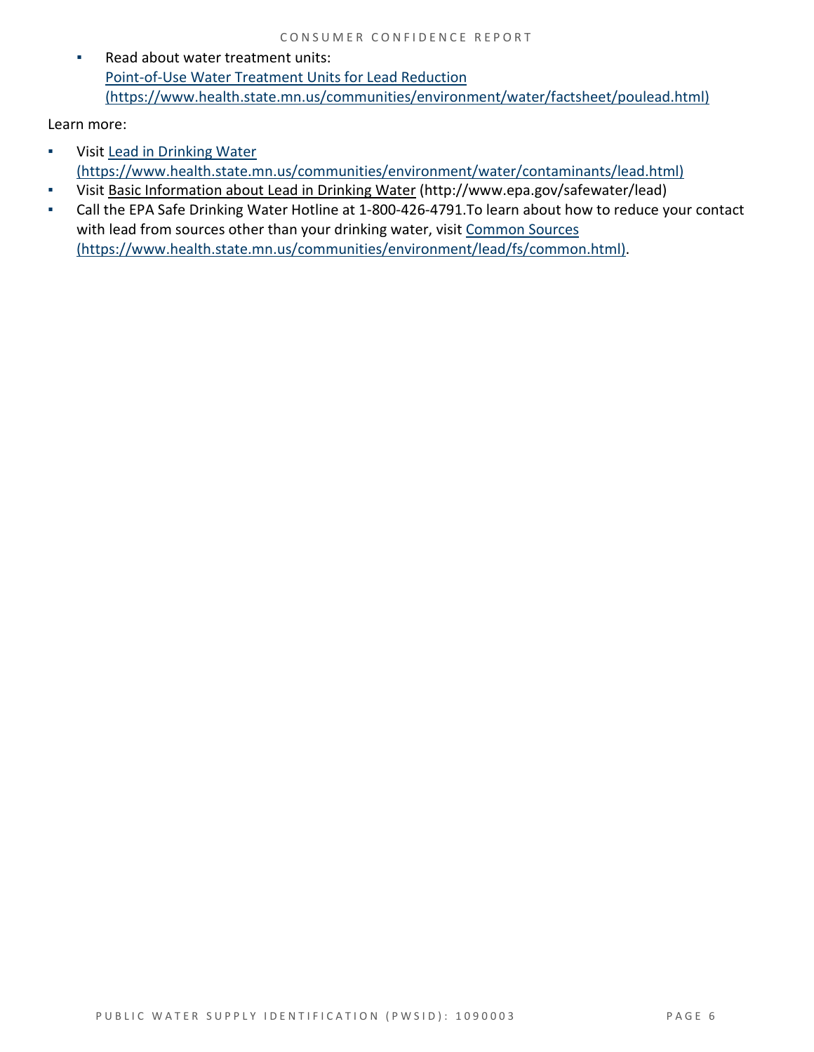- Read about water treatment units:
  [Point-of-Use Water Treatment Units for Lead Reduction (https://www.health.state.mn.us/communities/environment/water/factsheet/poulead.html)](https://www.health.state.mn.us/communities/environment/water/factsheet/poulead.html)

Learn more:

- Visit [Lead in Drinking Water (https://www.health.state.mn.us/communities/environment/water/contaminants/lead.html)](https://www.health.state.mn.us/communities/environment/water/contaminants/lead.html)
- Visit Basic Information about Lead in Drinking Water (http://www.epa.gov/safewater/lead)
- Call the EPA Safe Drinking Water Hotline at 1-800-426-4791.To learn about how to reduce your contact with lead from sources other than your drinking water, visit [Common Sources (https://www.health.state.mn.us/communities/environment/lead/fs/common.html)](https://www.health.state.mn.us/communities/environment/lead/fs/common.html).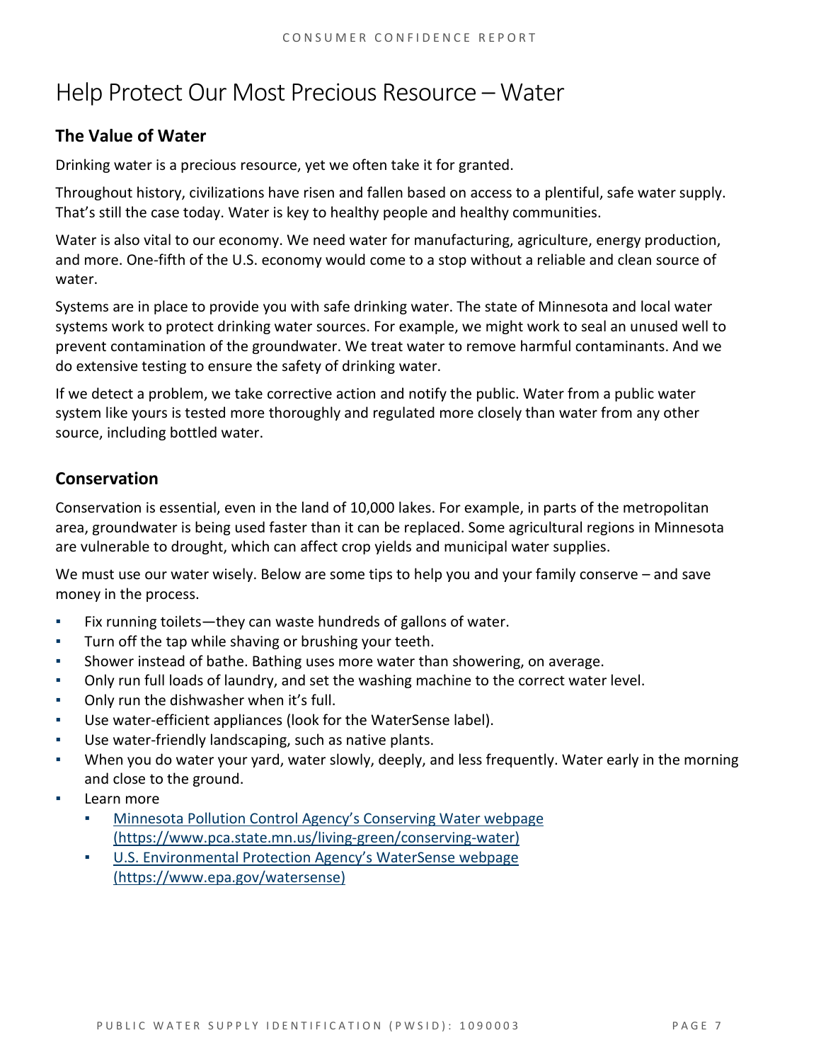# Help Protect Our Most Precious Resource – Water

## The Value of Water

Drinking water is a precious resource, yet we often take it for granted.

Throughout history, civilizations have risen and fallen based on access to a plentiful, safe water supply. That's still the case today. Water is key to healthy people and healthy communities.

Water is also vital to our economy. We need water for manufacturing, agriculture, energy production, and more. One-fifth of the U.S. economy would come to a stop without a reliable and clean source of water.

Systems are in place to provide you with safe drinking water. The state of Minnesota and local water systems work to protect drinking water sources. For example, we might work to seal an unused well to prevent contamination of the groundwater. We treat water to remove harmful contaminants. And we do extensive testing to ensure the safety of drinking water.

If we detect a problem, we take corrective action and notify the public. Water from a public water system like yours is tested more thoroughly and regulated more closely than water from any other source, including bottled water.

## Conservation

Conservation is essential, even in the land of 10,000 lakes. For example, in parts of the metropolitan area, groundwater is being used faster than it can be replaced. Some agricultural regions in Minnesota are vulnerable to drought, which can affect crop yields and municipal water supplies.

We must use our water wisely. Below are some tips to help you and your family conserve – and save money in the process.

- Fix running toilets—they can waste hundreds of gallons of water.
- Turn off the tap while shaving or brushing your teeth.
- Shower instead of bathe. Bathing uses more water than showering, on average.
- Only run full loads of laundry, and set the washing machine to the correct water level.
- Only run the dishwasher when it's full.
- Use water-efficient appliances (look for the WaterSense label).
- Use water-friendly landscaping, such as native plants.
- When you do water your yard, water slowly, deeply, and less frequently. Water early in the morning and close to the ground.
- Learn more
  - [Minnesota Pollution Control Agency's Conserving Water webpage (https://www.pca.state.mn.us/living-green/conserving-water)](https://www.pca.state.mn.us/living-green/conserving-water)
  - [U.S. Environmental Protection Agency's WaterSense webpage (https://www.epa.gov/watersense)](https://www.epa.gov/watersense)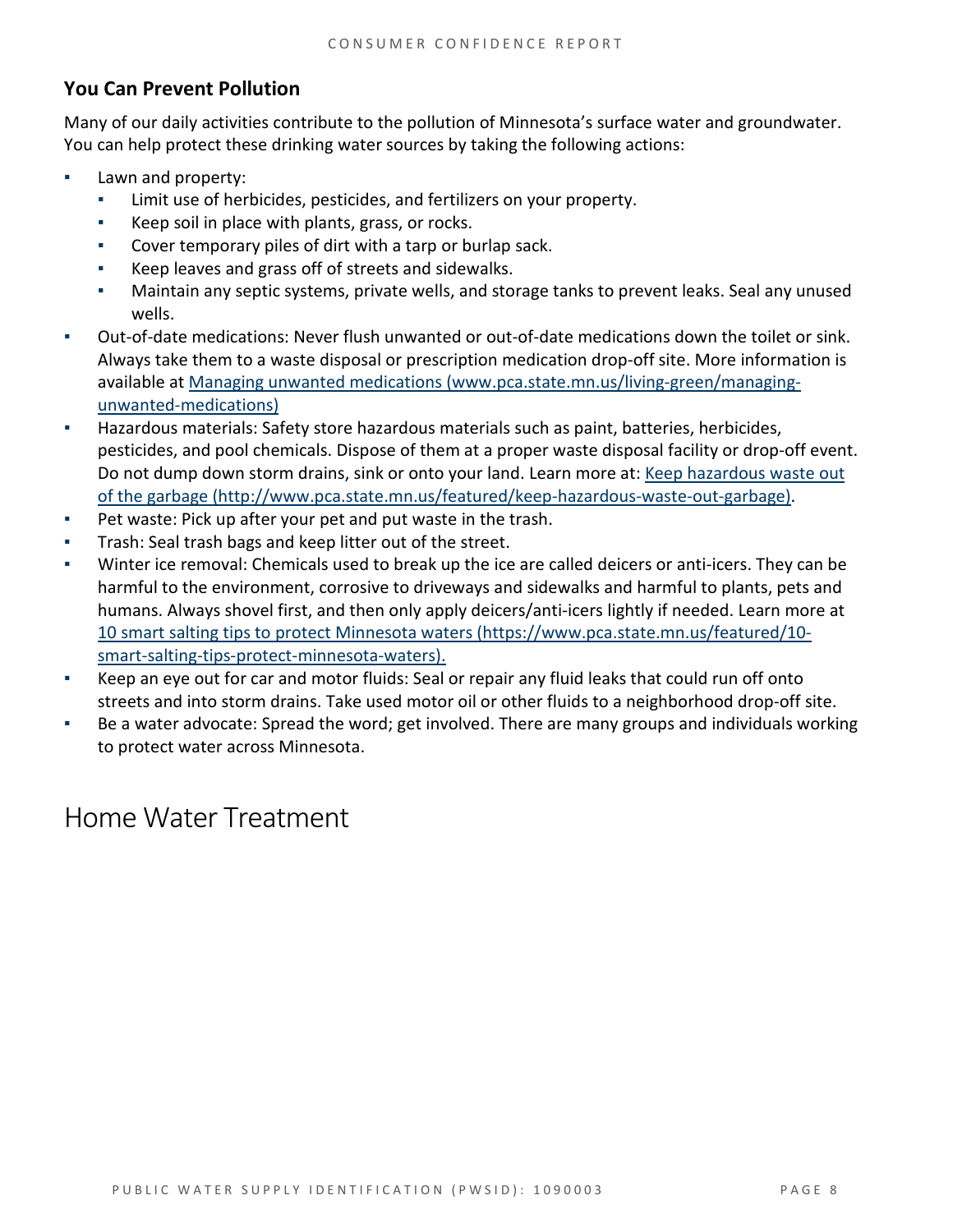### You Can Prevent Pollution

Many of our daily activities contribute to the pollution of Minnesota's surface water and groundwater. You can help protect these drinking water sources by taking the following actions:

- Lawn and property:
  - Limit use of herbicides, pesticides, and fertilizers on your property.
  - Keep soil in place with plants, grass, or rocks.
  - Cover temporary piles of dirt with a tarp or burlap sack.
  - Keep leaves and grass off of streets and sidewalks.
  - Maintain any septic systems, private wells, and storage tanks to prevent leaks. Seal any unused wells.
- Out-of-date medications: Never flush unwanted or out-of-date medications down the toilet or sink. Always take them to a waste disposal or prescription medication drop-off site. More information is available at Managing unwanted medications (www.pca.state.mn.us/living-green/managing-unwanted-medications)
- Hazardous materials: Safety store hazardous materials such as paint, batteries, herbicides, pesticides, and pool chemicals. Dispose of them at a proper waste disposal facility or drop-off event. Do not dump down storm drains, sink or onto your land. Learn more at: Keep hazardous waste out of the garbage (http://www.pca.state.mn.us/featured/keep-hazardous-waste-out-garbage).
- Pet waste: Pick up after your pet and put waste in the trash.
- Trash: Seal trash bags and keep litter out of the street.
- Winter ice removal: Chemicals used to break up the ice are called deicers or anti-icers. They can be harmful to the environment, corrosive to driveways and sidewalks and harmful to plants, pets and humans. Always shovel first, and then only apply deicers/anti-icers lightly if needed. Learn more at 10 smart salting tips to protect Minnesota waters (https://www.pca.state.mn.us/featured/10-smart-salting-tips-protect-minnesota-waters).
- Keep an eye out for car and motor fluids: Seal or repair any fluid leaks that could run off onto streets and into storm drains. Take used motor oil or other fluids to a neighborhood drop-off site.
- Be a water advocate: Spread the word; get involved. There are many groups and individuals working to protect water across Minnesota.

## Home Water Treatment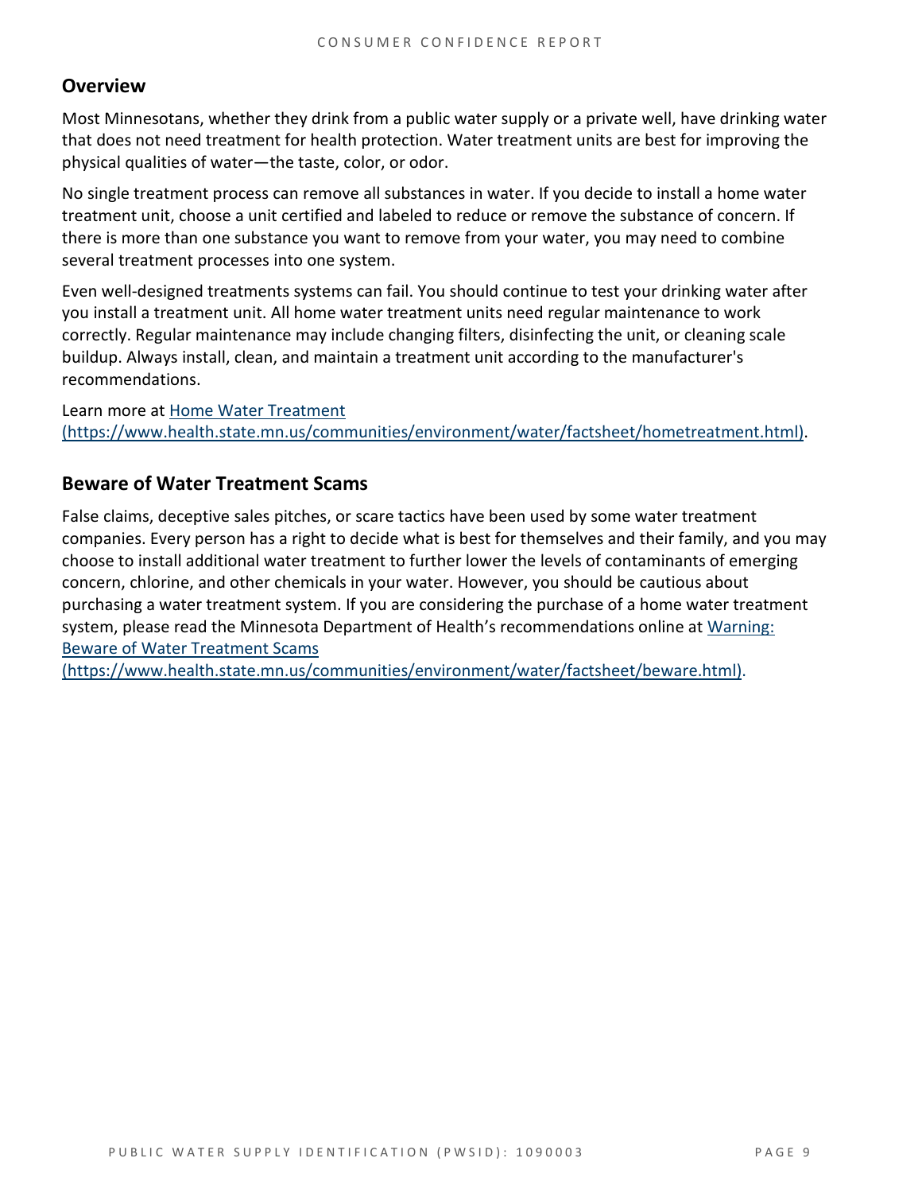## Overview

Most Minnesotans, whether they drink from a public water supply or a private well, have drinking water that does not need treatment for health protection. Water treatment units are best for improving the physical qualities of water—the taste, color, or odor.

No single treatment process can remove all substances in water. If you decide to install a home water treatment unit, choose a unit certified and labeled to reduce or remove the substance of concern. If there is more than one substance you want to remove from your water, you may need to combine several treatment processes into one system.

Even well-designed treatments systems can fail. You should continue to test your drinking water after you install a treatment unit. All home water treatment units need regular maintenance to work correctly. Regular maintenance may include changing filters, disinfecting the unit, or cleaning scale buildup. Always install, clean, and maintain a treatment unit according to the manufacturer's recommendations.

Learn more at [Home Water Treatment (https://www.health.state.mn.us/communities/environment/water/factsheet/hometreatment.html)](https://www.health.state.mn.us/communities/environment/water/factsheet/hometreatment.html).

## Beware of Water Treatment Scams

False claims, deceptive sales pitches, or scare tactics have been used by some water treatment companies. Every person has a right to decide what is best for themselves and their family, and you may choose to install additional water treatment to further lower the levels of contaminants of emerging concern, chlorine, and other chemicals in your water. However, you should be cautious about purchasing a water treatment system. If you are considering the purchase of a home water treatment system, please read the Minnesota Department of Health's recommendations online at [Warning: Beware of Water Treatment Scams (https://www.health.state.mn.us/communities/environment/water/factsheet/beware.html)](https://www.health.state.mn.us/communities/environment/water/factsheet/beware.html).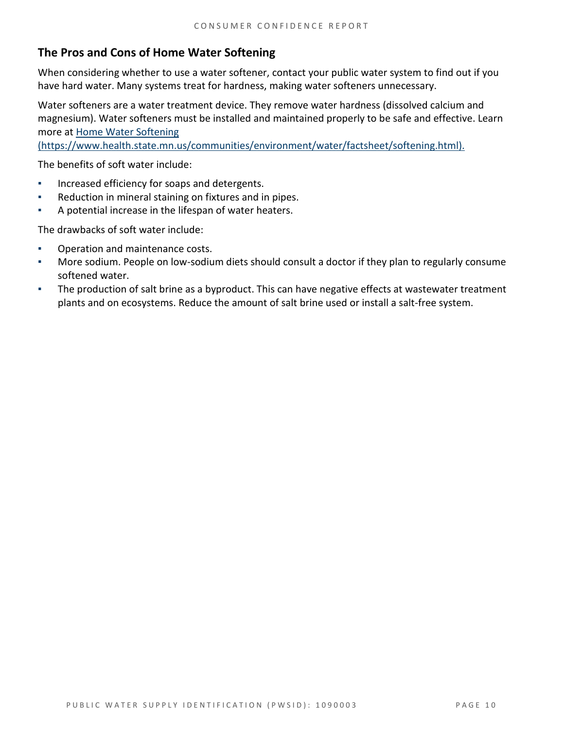## The Pros and Cons of Home Water Softening

When considering whether to use a water softener, contact your public water system to find out if you have hard water. Many systems treat for hardness, making water softeners unnecessary.

Water softeners are a water treatment device. They remove water hardness (dissolved calcium and magnesium). Water softeners must be installed and maintained properly to be safe and effective. Learn more at [Home Water Softening (https://www.health.state.mn.us/communities/environment/water/factsheet/softening.html).](https://www.health.state.mn.us/communities/environment/water/factsheet/softening.html)

The benefits of soft water include:

- Increased efficiency for soaps and detergents.
- Reduction in mineral staining on fixtures and in pipes.
- A potential increase in the lifespan of water heaters.

The drawbacks of soft water include:

- Operation and maintenance costs.
- More sodium. People on low-sodium diets should consult a doctor if they plan to regularly consume softened water.
- The production of salt brine as a byproduct. This can have negative effects at wastewater treatment plants and on ecosystems. Reduce the amount of salt brine used or install a salt-free system.